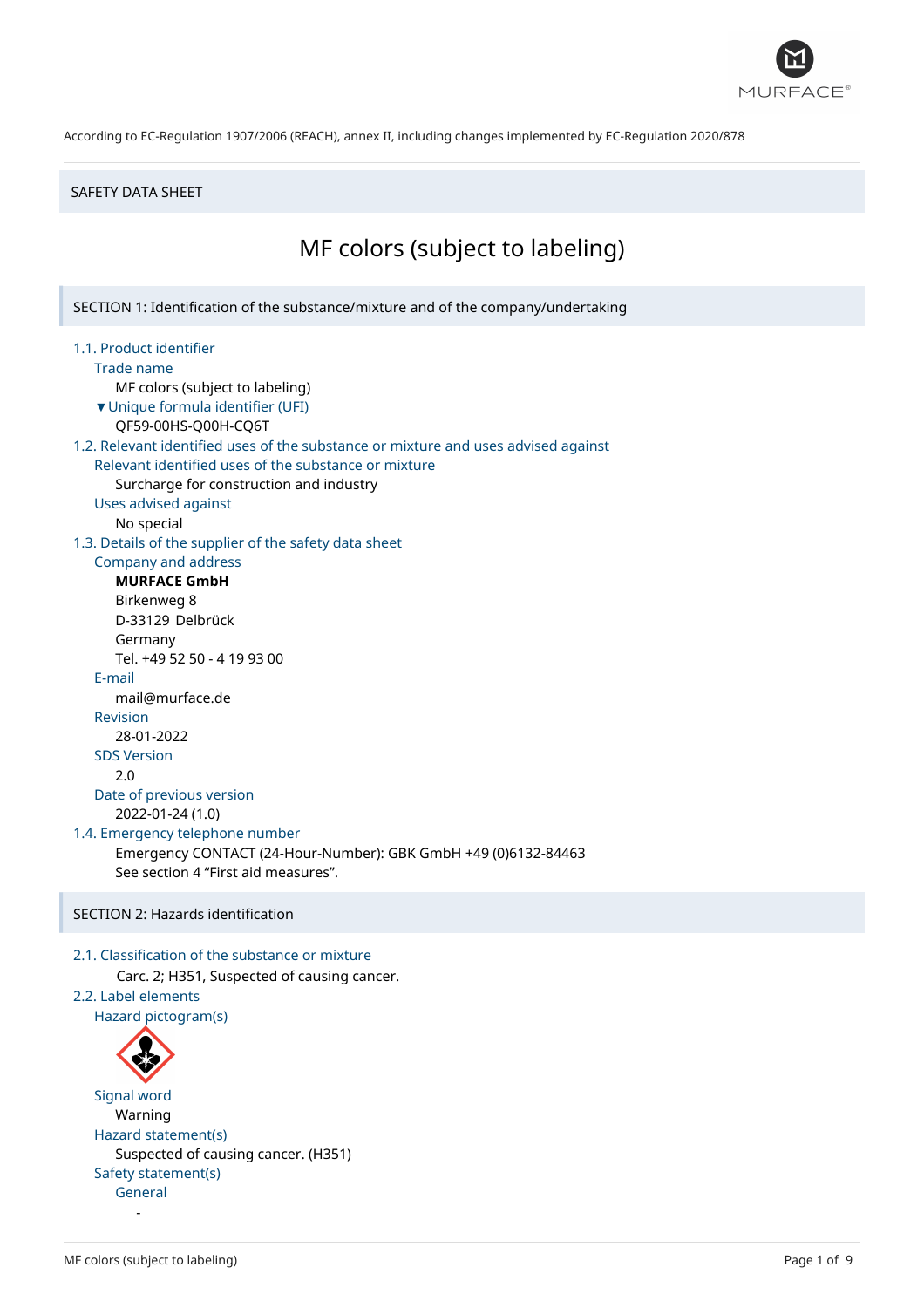According to EC-Regulation 1907/2006 (REACH), annex II, including changes implemented by EC-Regulation 2020/878

SAFETY DATA SHEET

# MF colors (subject to labeling)

## SECTION 1: Identification of the substance/mixture and of the company/undertaking

### 1.1. Product identifier

Trade name

MF colors (subject to labeling)

▼Unique formula identifier (UFI)

QF59-00HS-Q00H-CQ6T

### 1.2. Relevant identified uses of the substance or mixture and uses advised against

Relevant identified uses of the substance or mixture

Surcharge for construction and industry

Uses advised against

No special

### 1.3. Details of the supplier of the safety data sheet

Company and address

**MURFACE GmbH**
Birkenweg 8
D-33129 Delbrück
Germany
Tel. +49 52 50 - 4 19 93 00

E-mail

mail@murface.de

Revision

28-01-2022

SDS Version

2.0

Date of previous version

2022-01-24 (1.0)

### 1.4. Emergency telephone number

Emergency CONTACT (24-Hour-Number): GBK GmbH +49 (0)6132-84463
See section 4 “First aid measures”.

## SECTION 2: Hazards identification

### 2.1. Classification of the substance or mixture

Carc. 2; H351, Suspected of causing cancer.

### 2.2. Label elements

Hazard pictogram(s)

Signal word

Warning

Hazard statement(s)

Suspected of causing cancer. (H351)

Safety statement(s)

General

-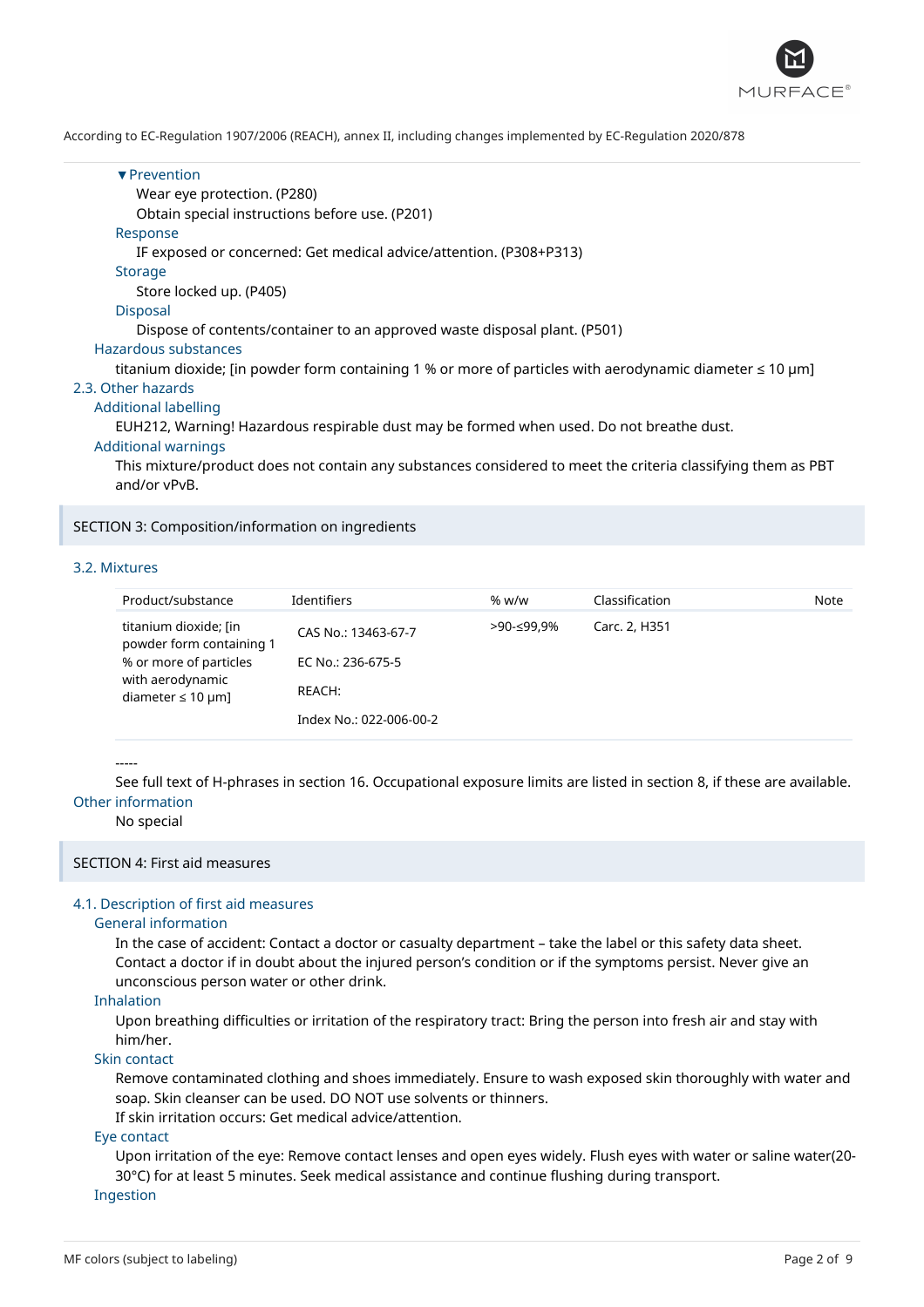**▼Prevention**

Wear eye protection. (P280)

Obtain special instructions before use. (P201)

**Response**

IF exposed or concerned: Get medical advice/attention. (P308+P313)

**Storage**

Store locked up. (P405)

**Disposal**

Dispose of contents/container to an approved waste disposal plant. (P501)

**Hazardous substances**

titanium dioxide; [in powder form containing 1 % or more of particles with aerodynamic diameter ≤ 10 μm]

### 2.3. Other hazards

**Additional labelling**

EUH212, Warning! Hazardous respirable dust may be formed when used. Do not breathe dust.

**Additional warnings**

This mixture/product does not contain any substances considered to meet the criteria classifying them as PBT and/or vPvB.

## SECTION 3: Composition/information on ingredients

### 3.2. Mixtures

| Product/substance | Identifiers | % w/w | Classification | Note |
|---|---|---|---|---|
| titanium dioxide; [in powder form containing 1 % or more of particles with aerodynamic diameter ≤ 10 μm] | CAS No.: 13463-67-7<br>EC No.: 236-675-5<br>REACH:<br>Index No.: 022-006-00-2 | >90-≤99,9% | Carc. 2, H351 | |

-----

See full text of H-phrases in section 16. Occupational exposure limits are listed in section 8, if these are available.

**Other information**

No special

## SECTION 4: First aid measures

### 4.1. Description of first aid measures

**General information**

In the case of accident: Contact a doctor or casualty department – take the label or this safety data sheet. Contact a doctor if in doubt about the injured person's condition or if the symptoms persist. Never give an unconscious person water or other drink.

**Inhalation**

Upon breathing difficulties or irritation of the respiratory tract: Bring the person into fresh air and stay with him/her.

**Skin contact**

Remove contaminated clothing and shoes immediately. Ensure to wash exposed skin thoroughly with water and soap. Skin cleanser can be used. DO NOT use solvents or thinners.

If skin irritation occurs: Get medical advice/attention.

**Eye contact**

Upon irritation of the eye: Remove contact lenses and open eyes widely. Flush eyes with water or saline water(20-30°C) for at least 5 minutes. Seek medical assistance and continue flushing during transport.

**Ingestion**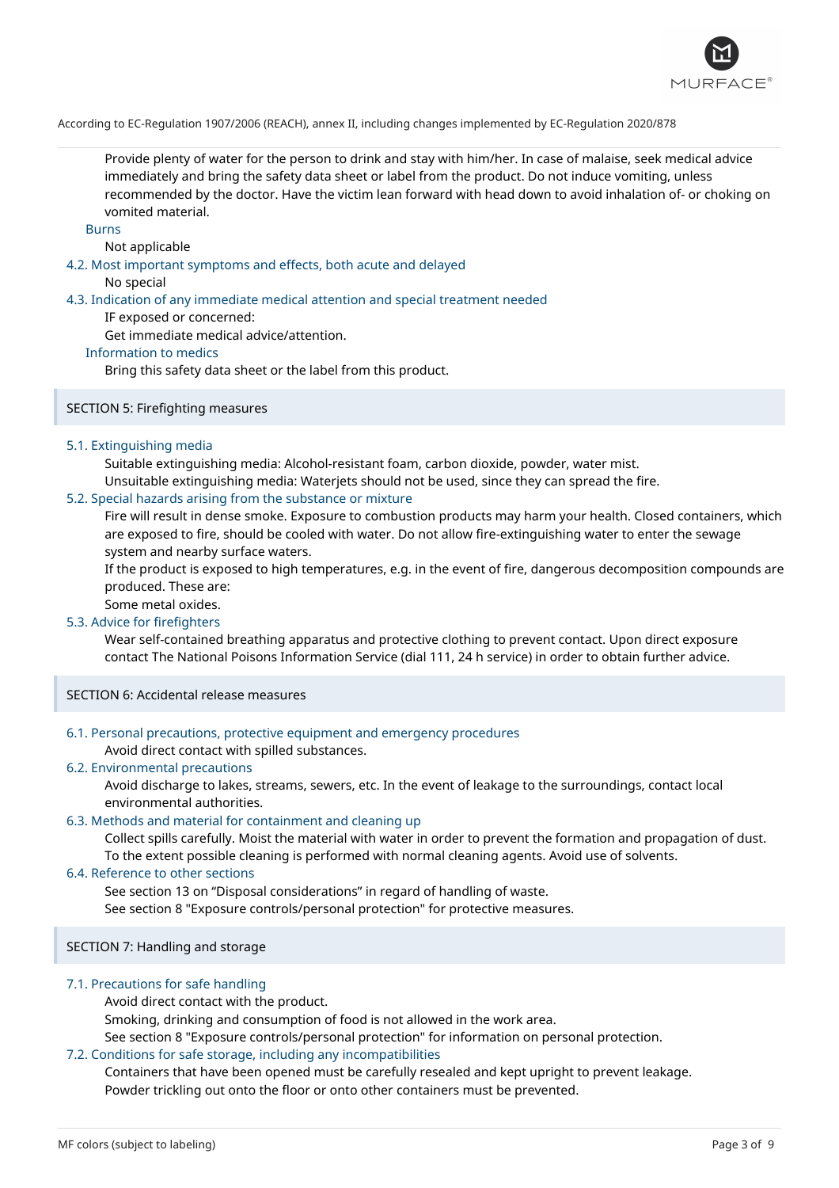Provide plenty of water for the person to drink and stay with him/her. In case of malaise, seek medical advice immediately and bring the safety data sheet or label from the product. Do not induce vomiting, unless recommended by the doctor. Have the victim lean forward with head down to avoid inhalation of- or choking on vomited material.

#### Burns

Not applicable

### 4.2. Most important symptoms and effects, both acute and delayed

No special

### 4.3. Indication of any immediate medical attention and special treatment needed

IF exposed or concerned:

Get immediate medical advice/attention.

#### Information to medics

Bring this safety data sheet or the label from this product.

## SECTION 5: Firefighting measures

### 5.1. Extinguishing media

Suitable extinguishing media: Alcohol-resistant foam, carbon dioxide, powder, water mist.

Unsuitable extinguishing media: Waterjets should not be used, since they can spread the fire.

### 5.2. Special hazards arising from the substance or mixture

Fire will result in dense smoke. Exposure to combustion products may harm your health. Closed containers, which are exposed to fire, should be cooled with water. Do not allow fire-extinguishing water to enter the sewage system and nearby surface waters.

If the product is exposed to high temperatures, e.g. in the event of fire, dangerous decomposition compounds are produced. These are:

Some metal oxides.

### 5.3. Advice for firefighters

Wear self-contained breathing apparatus and protective clothing to prevent contact. Upon direct exposure contact The National Poisons Information Service (dial 111, 24 h service) in order to obtain further advice.

## SECTION 6: Accidental release measures

### 6.1. Personal precautions, protective equipment and emergency procedures

Avoid direct contact with spilled substances.

### 6.2. Environmental precautions

Avoid discharge to lakes, streams, sewers, etc. In the event of leakage to the surroundings, contact local environmental authorities.

### 6.3. Methods and material for containment and cleaning up

Collect spills carefully. Moist the material with water in order to prevent the formation and propagation of dust.

To the extent possible cleaning is performed with normal cleaning agents. Avoid use of solvents.

### 6.4. Reference to other sections

See section 13 on “Disposal considerations” in regard of handling of waste.

See section 8 "Exposure controls/personal protection" for protective measures.

## SECTION 7: Handling and storage

### 7.1. Precautions for safe handling

Avoid direct contact with the product.

Smoking, drinking and consumption of food is not allowed in the work area.

See section 8 "Exposure controls/personal protection" for information on personal protection.

### 7.2. Conditions for safe storage, including any incompatibilities

Containers that have been opened must be carefully resealed and kept upright to prevent leakage.

Powder trickling out onto the floor or onto other containers must be prevented.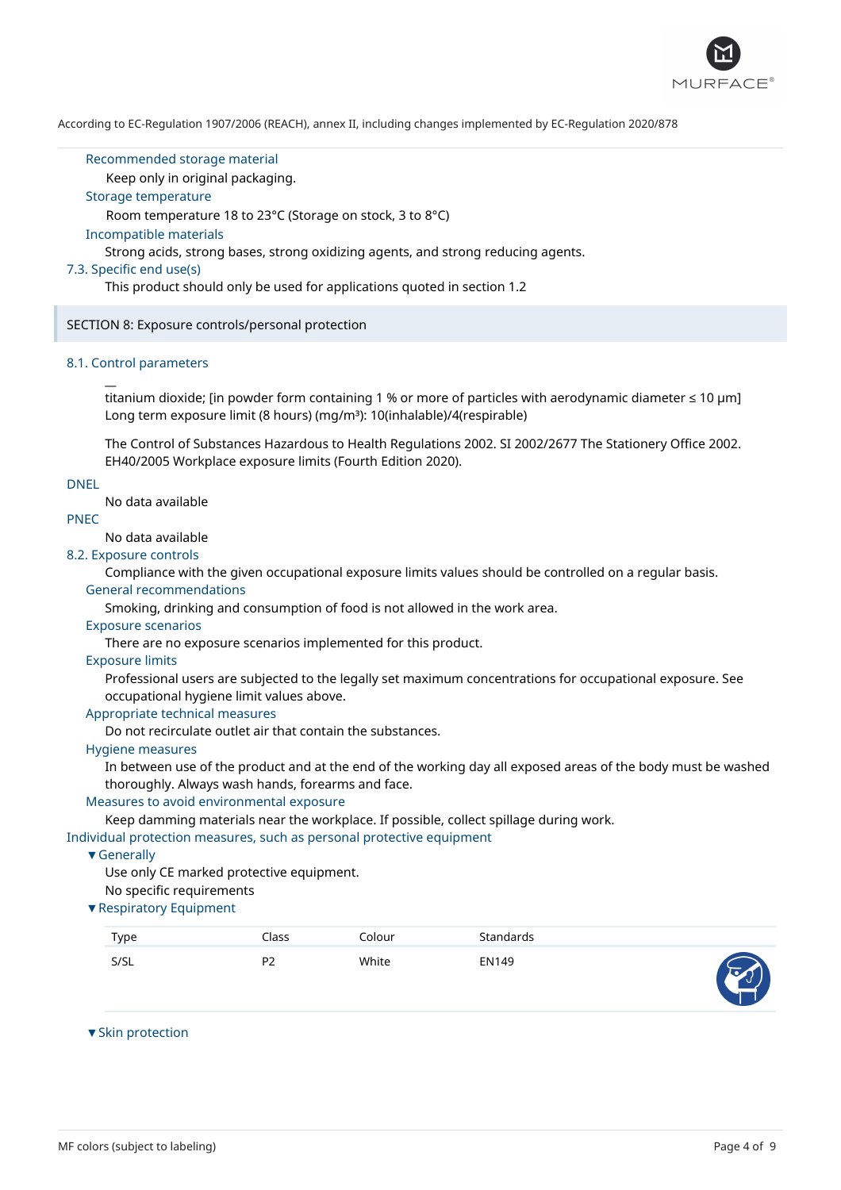According to EC-Regulation 1907/2006 (REACH), annex II, including changes implemented by EC-Regulation 2020/878

### Recommended storage material

Keep only in original packaging.

### Storage temperature

Room temperature 18 to 23°C (Storage on stock, 3 to 8°C)

### Incompatible materials

Strong acids, strong bases, strong oxidizing agents, and strong reducing agents.

### 7.3. Specific end use(s)

This product should only be used for applications quoted in section 1.2

## SECTION 8: Exposure controls/personal protection

### 8.1. Control parameters

—
titanium dioxide; [in powder form containing 1 % or more of particles with aerodynamic diameter ≤ 10 μm]
Long term exposure limit (8 hours) (mg/m³): 10(inhalable)/4(respirable)

The Control of Substances Hazardous to Health Regulations 2002. SI 2002/2677 The Stationery Office 2002. EH40/2005 Workplace exposure limits (Fourth Edition 2020).

### DNEL

No data available

### PNEC

No data available

### 8.2. Exposure controls

Compliance with the given occupational exposure limits values should be controlled on a regular basis.

#### General recommendations

Smoking, drinking and consumption of food is not allowed in the work area.

#### Exposure scenarios

There are no exposure scenarios implemented for this product.

#### Exposure limits

Professional users are subjected to the legally set maximum concentrations for occupational exposure. See occupational hygiene limit values above.

#### Appropriate technical measures

Do not recirculate outlet air that contain the substances.

#### Hygiene measures

In between use of the product and at the end of the working day all exposed areas of the body must be washed thoroughly. Always wash hands, forearms and face.

#### Measures to avoid environmental exposure

Keep damming materials near the workplace. If possible, collect spillage during work.

### Individual protection measures, such as personal protective equipment

#### ▼Generally

Use only CE marked protective equipment.
No specific requirements

#### ▼Respiratory Equipment

| Type | Class | Colour | Standards |
|---|---|---|---|
| S/SL | P2 | White | EN149 |

#### ▼Skin protection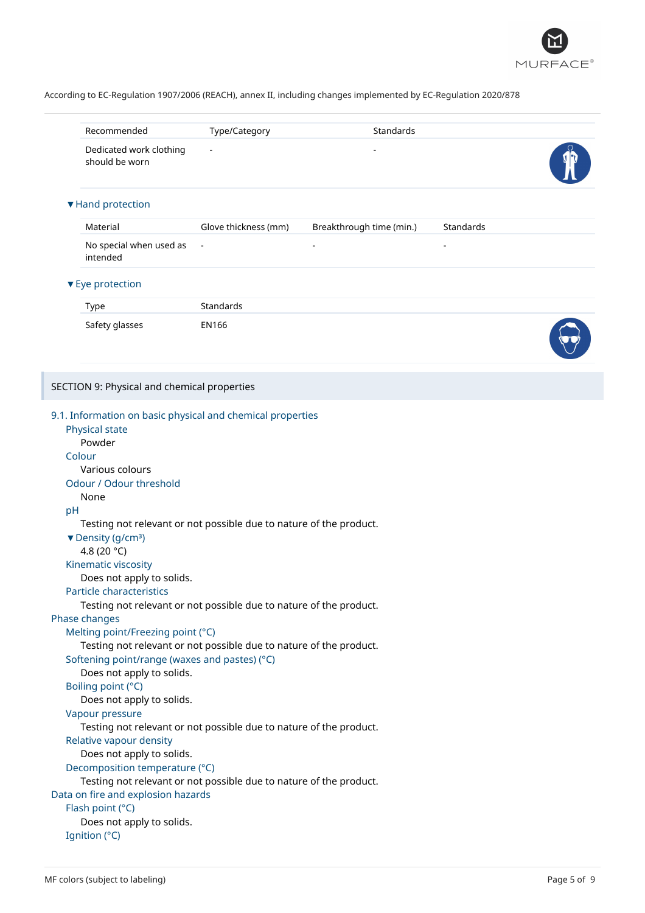| Recommended | Type/Category | Standards |
|---|---|---|
| Dedicated work clothing should be worn | - | - |

### ▼Hand protection

| Material | Glove thickness (mm) | Breakthrough time (min.) | Standards |
|---|---|---|---|
| No special when used as intended | - | - | - |

### ▼Eye protection

| Type | Standards |
|---|---|
| Safety glasses | EN166 |

## SECTION 9: Physical and chemical properties

### 9.1. Information on basic physical and chemical properties

**Physical state**
Powder

**Colour**
Various colours

**Odour / Odour threshold**
None

**pH**
Testing not relevant or not possible due to nature of the product.

**▼Density (g/cm³)**
4.8 (20 °C)

**Kinematic viscosity**
Does not apply to solids.

**Particle characteristics**
Testing not relevant or not possible due to nature of the product.

#### Phase changes

**Melting point/Freezing point (°C)**
Testing not relevant or not possible due to nature of the product.

**Softening point/range (waxes and pastes) (°C)**
Does not apply to solids.

**Boiling point (°C)**
Does not apply to solids.

**Vapour pressure**
Testing not relevant or not possible due to nature of the product.

**Relative vapour density**
Does not apply to solids.

**Decomposition temperature (°C)**
Testing not relevant or not possible due to nature of the product.

#### Data on fire and explosion hazards

**Flash point (°C)**
Does not apply to solids.

**Ignition (°C)**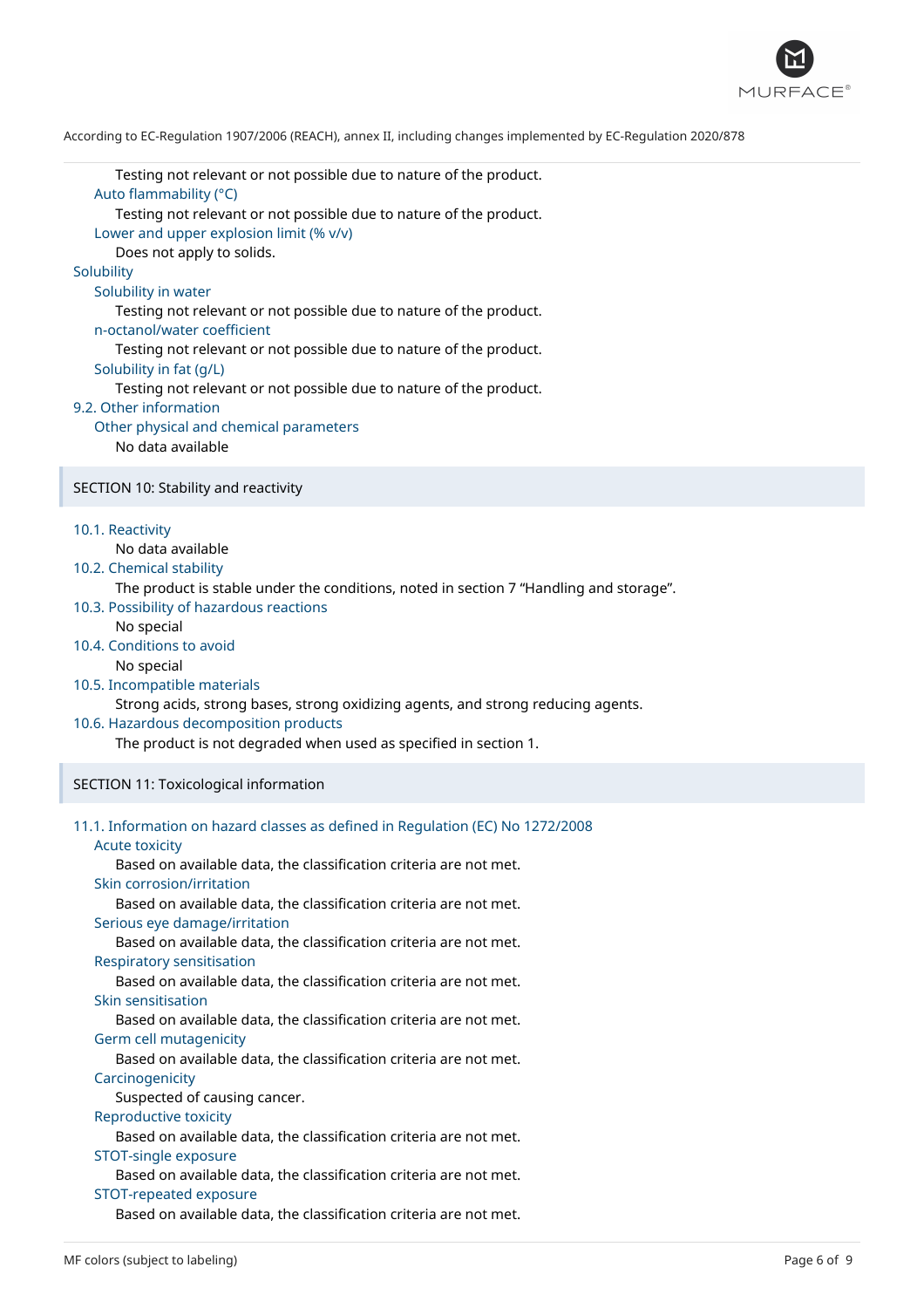Testing not relevant or not possible due to nature of the product.

Auto flammability (°C)

Testing not relevant or not possible due to nature of the product.

Lower and upper explosion limit (% v/v)

Does not apply to solids.

Solubility

Solubility in water

Testing not relevant or not possible due to nature of the product.

n-octanol/water coefficient

Testing not relevant or not possible due to nature of the product.

Solubility in fat (g/L)

Testing not relevant or not possible due to nature of the product.

9.2. Other information

Other physical and chemical parameters

No data available

## SECTION 10: Stability and reactivity

10.1. Reactivity

No data available

10.2. Chemical stability

The product is stable under the conditions, noted in section 7 "Handling and storage".

10.3. Possibility of hazardous reactions

No special

10.4. Conditions to avoid

No special

10.5. Incompatible materials

Strong acids, strong bases, strong oxidizing agents, and strong reducing agents.

10.6. Hazardous decomposition products

The product is not degraded when used as specified in section 1.

## SECTION 11: Toxicological information

11.1. Information on hazard classes as defined in Regulation (EC) No 1272/2008

Acute toxicity

Based on available data, the classification criteria are not met.

Skin corrosion/irritation

Based on available data, the classification criteria are not met.

Serious eye damage/irritation

Based on available data, the classification criteria are not met.

Respiratory sensitisation

Based on available data, the classification criteria are not met.

Skin sensitisation

Based on available data, the classification criteria are not met.

Germ cell mutagenicity

Based on available data, the classification criteria are not met.

Carcinogenicity

Suspected of causing cancer.

Reproductive toxicity

Based on available data, the classification criteria are not met.

STOT-single exposure

Based on available data, the classification criteria are not met.

STOT-repeated exposure

Based on available data, the classification criteria are not met.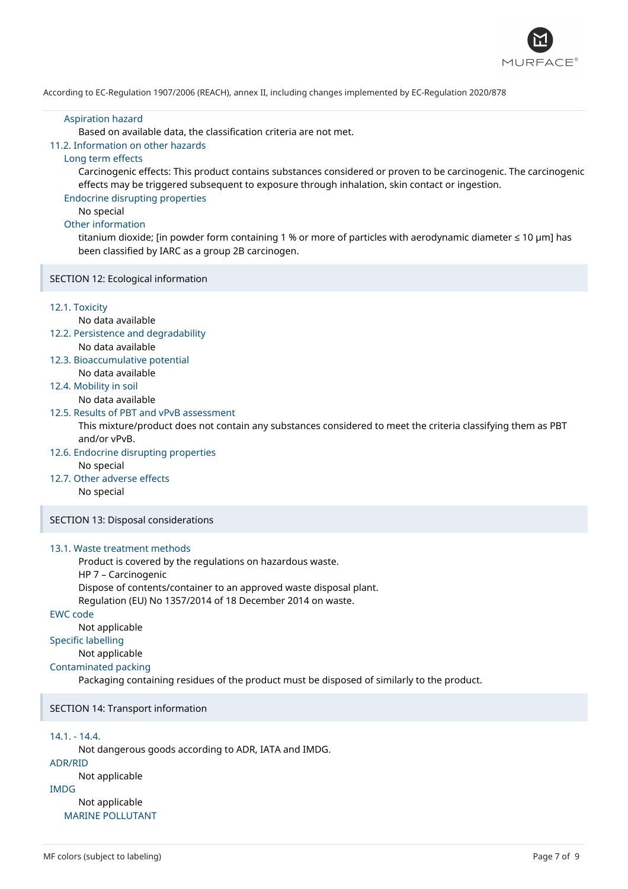### Aspiration hazard

Based on available data, the classification criteria are not met.

## 11.2. Information on other hazards

### Long term effects

Carcinogenic effects: This product contains substances considered or proven to be carcinogenic. The carcinogenic effects may be triggered subsequent to exposure through inhalation, skin contact or ingestion.

### Endocrine disrupting properties

No special

### Other information

titanium dioxide; [in powder form containing 1 % or more of particles with aerodynamic diameter ≤ 10 μm] has been classified by IARC as a group 2B carcinogen.

# SECTION 12: Ecological information

## 12.1. Toxicity

No data available

## 12.2. Persistence and degradability

No data available

## 12.3. Bioaccumulative potential

No data available

## 12.4. Mobility in soil

No data available

## 12.5. Results of PBT and vPvB assessment

This mixture/product does not contain any substances considered to meet the criteria classifying them as PBT and/or vPvB.

## 12.6. Endocrine disrupting properties

No special

## 12.7. Other adverse effects

No special

# SECTION 13: Disposal considerations

## 13.1. Waste treatment methods

Product is covered by the regulations on hazardous waste.
HP 7 – Carcinogenic
Dispose of contents/container to an approved waste disposal plant.
Regulation (EU) No 1357/2014 of 18 December 2014 on waste.

## EWC code

Not applicable

## Specific labelling

Not applicable

## Contaminated packing

Packaging containing residues of the product must be disposed of similarly to the product.

# SECTION 14: Transport information

## 14.1. - 14.4.

Not dangerous goods according to ADR, IATA and IMDG.

## ADR/RID

Not applicable

## IMDG

Not applicable

### MARINE POLLUTANT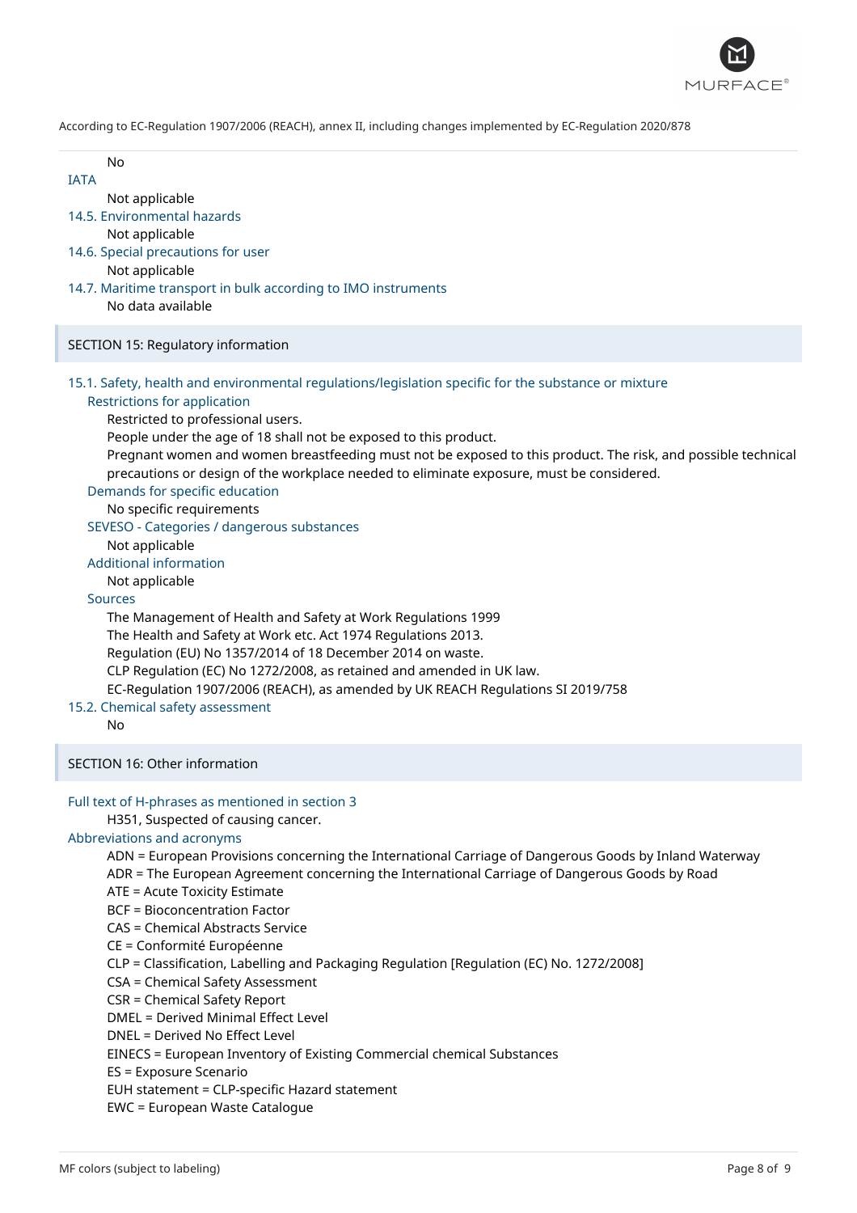No

IATA

Not applicable

### 14.5. Environmental hazards

Not applicable

### 14.6. Special precautions for user

Not applicable

### 14.7. Maritime transport in bulk according to IMO instruments

No data available

## SECTION 15: Regulatory information

### 15.1. Safety, health and environmental regulations/legislation specific for the substance or mixture

#### Restrictions for application

Restricted to professional users.
People under the age of 18 shall not be exposed to this product.
Pregnant women and women breastfeeding must not be exposed to this product. The risk, and possible technical precautions or design of the workplace needed to eliminate exposure, must be considered.

#### Demands for specific education

No specific requirements

#### SEVESO - Categories / dangerous substances

Not applicable

#### Additional information

Not applicable

#### Sources

The Management of Health and Safety at Work Regulations 1999
The Health and Safety at Work etc. Act 1974 Regulations 2013.
Regulation (EU) No 1357/2014 of 18 December 2014 on waste.
CLP Regulation (EC) No 1272/2008, as retained and amended in UK law.
EC-Regulation 1907/2006 (REACH), as amended by UK REACH Regulations SI 2019/758

### 15.2. Chemical safety assessment

No

## SECTION 16: Other information

### Full text of H-phrases as mentioned in section 3

H351, Suspected of causing cancer.

### Abbreviations and acronyms

ADN = European Provisions concerning the International Carriage of Dangerous Goods by Inland Waterway
ADR = The European Agreement concerning the International Carriage of Dangerous Goods by Road
ATE = Acute Toxicity Estimate
BCF = Bioconcentration Factor
CAS = Chemical Abstracts Service
CE = Conformité Européenne
CLP = Classification, Labelling and Packaging Regulation [Regulation (EC) No. 1272/2008]
CSA = Chemical Safety Assessment
CSR = Chemical Safety Report
DMEL = Derived Minimal Effect Level
DNEL = Derived No Effect Level
EINECS = European Inventory of Existing Commercial chemical Substances
ES = Exposure Scenario
EUH statement = CLP-specific Hazard statement
EWC = European Waste Catalogue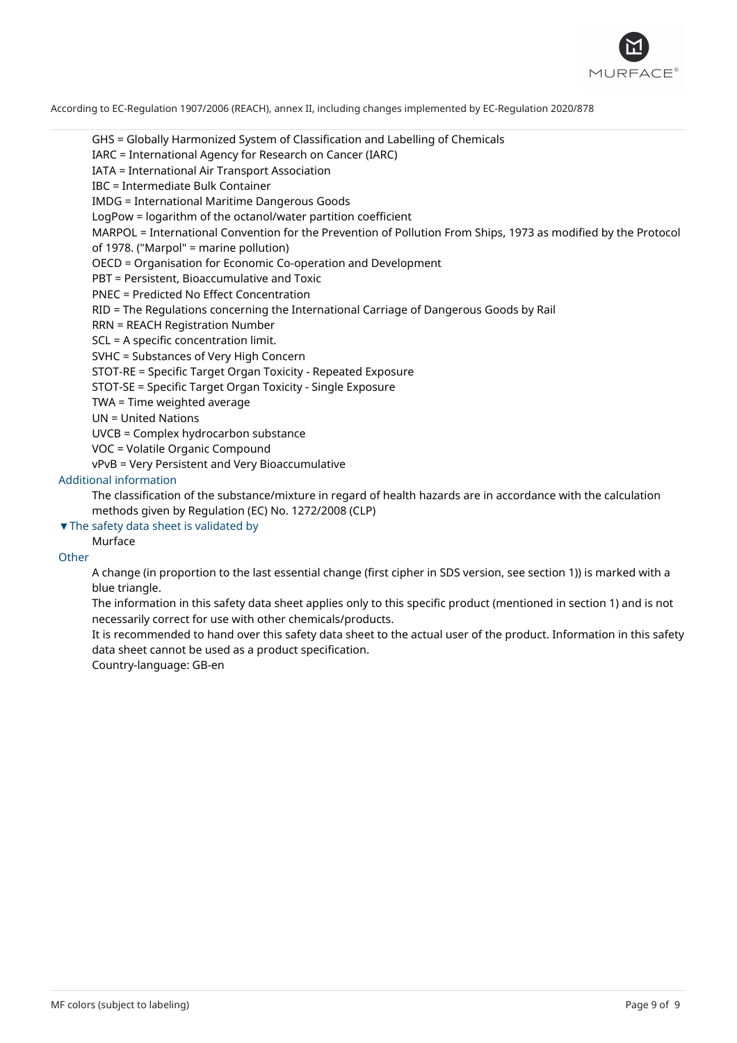GHS = Globally Harmonized System of Classification and Labelling of Chemicals
IARC = International Agency for Research on Cancer (IARC)
IATA = International Air Transport Association
IBC = Intermediate Bulk Container
IMDG = International Maritime Dangerous Goods
LogPow = logarithm of the octanol/water partition coefficient
MARPOL = International Convention for the Prevention of Pollution From Ships, 1973 as modified by the Protocol of 1978. ("Marpol" = marine pollution)
OECD = Organisation for Economic Co-operation and Development
PBT = Persistent, Bioaccumulative and Toxic
PNEC = Predicted No Effect Concentration
RID = The Regulations concerning the International Carriage of Dangerous Goods by Rail
RRN = REACH Registration Number
SCL = A specific concentration limit.
SVHC = Substances of Very High Concern
STOT-RE = Specific Target Organ Toxicity - Repeated Exposure
STOT-SE = Specific Target Organ Toxicity - Single Exposure
TWA = Time weighted average
UN = United Nations
UVCB = Complex hydrocarbon substance
VOC = Volatile Organic Compound
vPvB = Very Persistent and Very Bioaccumulative

### Additional information

The classification of the substance/mixture in regard of health hazards are in accordance with the calculation methods given by Regulation (EC) No. 1272/2008 (CLP)

### ▼The safety data sheet is validated by

Murface

### Other

A change (in proportion to the last essential change (first cipher in SDS version, see section 1)) is marked with a blue triangle.
The information in this safety data sheet applies only to this specific product (mentioned in section 1) and is not necessarily correct for use with other chemicals/products.
It is recommended to hand over this safety data sheet to the actual user of the product. Information in this safety data sheet cannot be used as a product specification.
Country-language: GB-en